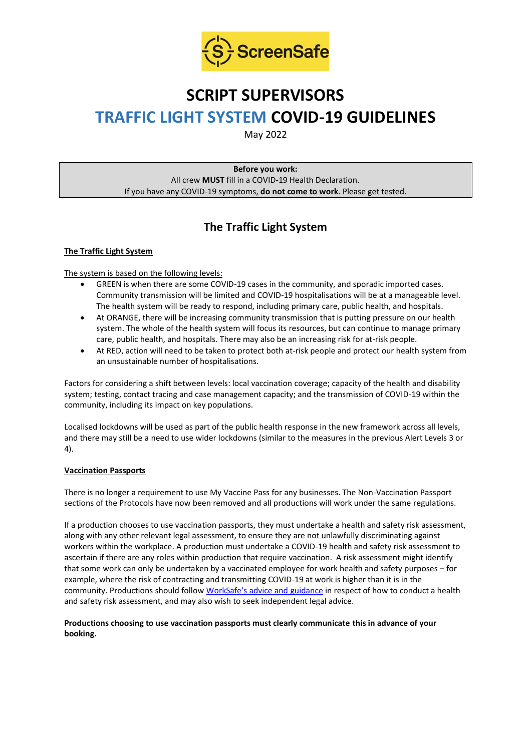ScreenSafe

# SCRIPT SUPERVISORS

# TRAFFIC LIGHT SYSTEM COVID-19 GUIDELINES

May 2022

**Before you work:**

All crew **MUST** fill in a COVID-19 Health Declaration.

If you have any COVID-19 symptoms, **do not come to work**. Please get tested.

## The Traffic Light System

### The Traffic Light System

The system is based on the following levels:

- GREEN is when there are some COVID-19 cases in the community, and sporadic imported cases. Community transmission will be limited and COVID-19 hospitalisations will be at a manageable level. The health system will be ready to respond, including primary care, public health, and hospitals.
- At ORANGE, there will be increasing community transmission that is putting pressure on our health system. The whole of the health system will focus its resources, but can continue to manage primary care, public health, and hospitals. There may also be an increasing risk for at-risk people.
- At RED, action will need to be taken to protect both at-risk people and protect our health system from an unsustainable number of hospitalisations.

Factors for considering a shift between levels: local vaccination coverage; capacity of the health and disability system; testing, contact tracing and case management capacity; and the transmission of COVID-19 within the community, including its impact on key populations.

Localised lockdowns will be used as part of the public health response in the new framework across all levels, and there may still be a need to use wider lockdowns (similar to the measures in the previous Alert Levels 3 or 4).

### Vaccination Passports

There is no longer a requirement to use My Vaccine Pass for any businesses. The Non-Vaccination Passport sections of the Protocols have now been removed and all productions will work under the same regulations.

If a production chooses to use vaccination passports, they must undertake a health and safety risk assessment, along with any other relevant legal assessment, to ensure they are not unlawfully discriminating against workers within the workplace. A production must undertake a COVID-19 health and safety risk assessment to ascertain if there are any roles within production that require vaccination. A risk assessment might identify that some work can only be undertaken by a vaccinated employee for work health and safety purposes – for example, where the risk of contracting and transmitting COVID-19 at work is higher than it is in the community. Productions should follow WorkSafe's advice and guidance in respect of how to conduct a health and safety risk assessment, and may also wish to seek independent legal advice.

**Productions choosing to use vaccination passports must clearly communicate this in advance of your booking.**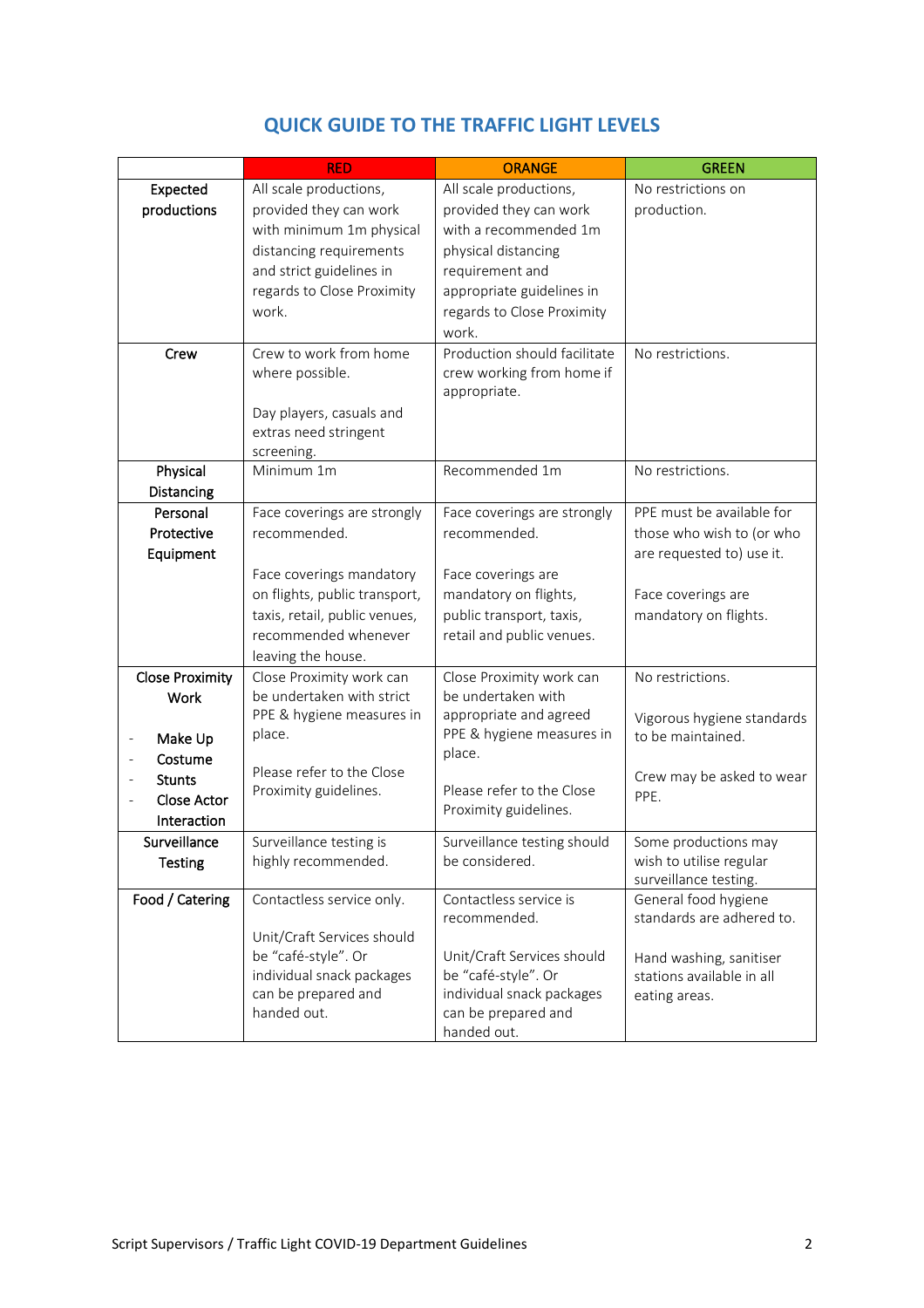## QUICK GUIDE TO THE TRAFFIC LIGHT LEVELS

| | RED | ORANGE | GREEN |
|---|---|---|---|
| **Expected productions** | All scale productions, provided they can work with minimum 1m physical distancing requirements and strict guidelines in regards to Close Proximity work. | All scale productions, provided they can work with a recommended 1m physical distancing requirement and appropriate guidelines in regards to Close Proximity work. | No restrictions on production. |
| **Crew** | Crew to work from home where possible.<br><br>Day players, casuals and extras need stringent screening. | Production should facilitate crew working from home if appropriate. | No restrictions. |
| **Physical Distancing** | Minimum 1m | Recommended 1m | No restrictions. |
| **Personal Protective Equipment** | Face coverings are strongly recommended.<br><br>Face coverings mandatory on flights, public transport, taxis, retail, public venues, recommended whenever leaving the house. | Face coverings are strongly recommended.<br><br>Face coverings are mandatory on flights, public transport, taxis, retail and public venues. | PPE must be available for those who wish to (or who are requested to) use it.<br><br>Face coverings are mandatory on flights. |
| **Close Proximity Work**<br><br>- **Make Up**<br>- **Costume**<br>- **Stunts**<br>- **Close Actor Interaction** | Close Proximity work can be undertaken with strict PPE & hygiene measures in place.<br><br>Please refer to the Close Proximity guidelines. | Close Proximity work can be undertaken with appropriate and agreed PPE & hygiene measures in place.<br><br>Please refer to the Close Proximity guidelines. | No restrictions.<br><br>Vigorous hygiene standards to be maintained.<br><br>Crew may be asked to wear PPE. |
| **Surveillance Testing** | Surveillance testing is highly recommended. | Surveillance testing should be considered. | Some productions may wish to utilise regular surveillance testing. |
| **Food / Catering** | Contactless service only.<br><br>Unit/Craft Services should be "café-style". Or individual snack packages can be prepared and handed out. | Contactless service is recommended.<br><br>Unit/Craft Services should be "café-style". Or individual snack packages can be prepared and handed out. | General food hygiene standards are adhered to.<br><br>Hand washing, sanitiser stations available in all eating areas. |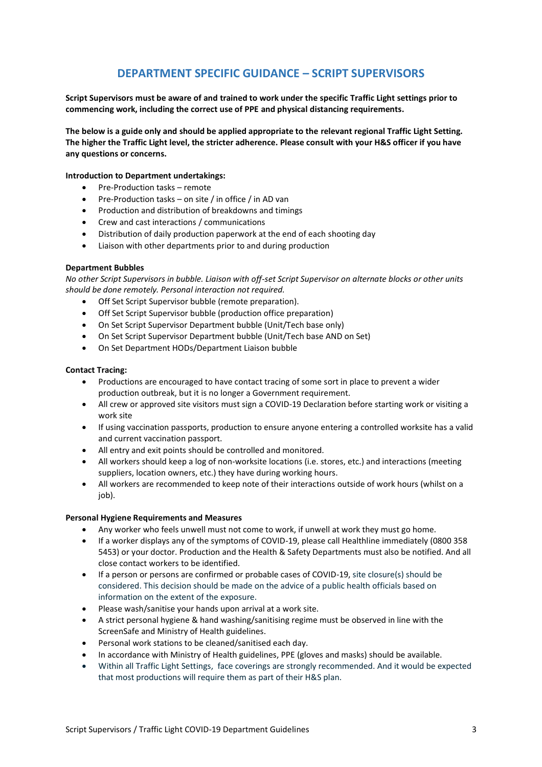# DEPARTMENT SPECIFIC GUIDANCE – SCRIPT SUPERVISORS

**Script Supervisors must be aware of and trained to work under the specific Traffic Light settings prior to commencing work, including the correct use of PPE and physical distancing requirements.**

**The below is a guide only and should be applied appropriate to the relevant regional Traffic Light Setting. The higher the Traffic Light level, the stricter adherence. Please consult with your H&S officer if you have any questions or concerns.**

**Introduction to Department undertakings:**

- Pre-Production tasks – remote
- Pre-Production tasks – on site / in office / in AD van
- Production and distribution of breakdowns and timings
- Crew and cast interactions / communications
- Distribution of daily production paperwork at the end of each shooting day
- Liaison with other departments prior to and during production

**Department Bubbles**

*No other Script Supervisors in bubble. Liaison with off-set Script Supervisor on alternate blocks or other units should be done remotely. Personal interaction not required.*

- Off Set Script Supervisor bubble (remote preparation).
- Off Set Script Supervisor bubble (production office preparation)
- On Set Script Supervisor Department bubble (Unit/Tech base only)
- On Set Script Supervisor Department bubble (Unit/Tech base AND on Set)
- On Set Department HODs/Department Liaison bubble

**Contact Tracing:**

- Productions are encouraged to have contact tracing of some sort in place to prevent a wider production outbreak, but it is no longer a Government requirement.
- All crew or approved site visitors must sign a COVID-19 Declaration before starting work or visiting a work site
- If using vaccination passports, production to ensure anyone entering a controlled worksite has a valid and current vaccination passport.
- All entry and exit points should be controlled and monitored.
- All workers should keep a log of non-worksite locations (i.e. stores, etc.) and interactions (meeting suppliers, location owners, etc.) they have during working hours.
- All workers are recommended to keep note of their interactions outside of work hours (whilst on a job).

**Personal Hygiene Requirements and Measures**

- Any worker who feels unwell must not come to work, if unwell at work they must go home.
- If a worker displays any of the symptoms of COVID-19, please call Healthline immediately (0800 358 5453) or your doctor. Production and the Health & Safety Departments must also be notified. And all close contact workers to be identified.
- If a person or persons are confirmed or probable cases of COVID-19, site closure(s) should be considered. This decision should be made on the advice of a public health officials based on information on the extent of the exposure.
- Please wash/sanitise your hands upon arrival at a work site.
- A strict personal hygiene & hand washing/sanitising regime must be observed in line with the ScreenSafe and Ministry of Health guidelines.
- Personal work stations to be cleaned/sanitised each day.
- In accordance with Ministry of Health guidelines, PPE (gloves and masks) should be available.
- Within all Traffic Light Settings, face coverings are strongly recommended. And it would be expected that most productions will require them as part of their H&S plan.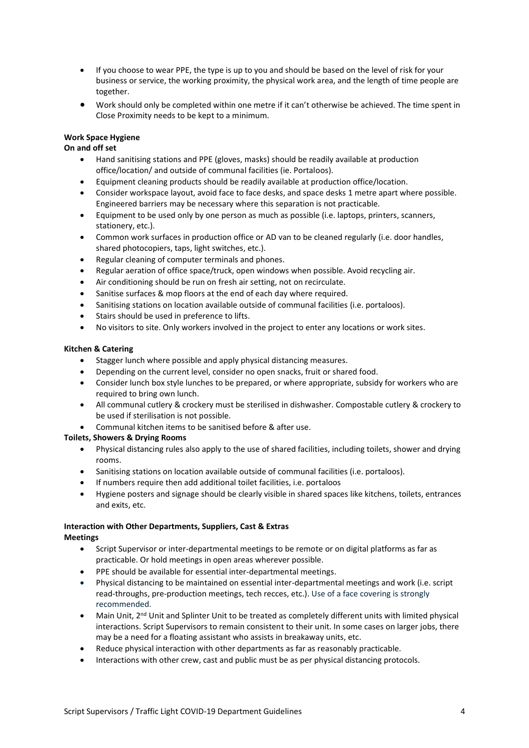- If you choose to wear PPE, the type is up to you and should be based on the level of risk for your business or service, the working proximity, the physical work area, and the length of time people are together.
- Work should only be completed within one metre if it can't otherwise be achieved. The time spent in Close Proximity needs to be kept to a minimum.

**Work Space Hygiene**

**On and off set**

- Hand sanitising stations and PPE (gloves, masks) should be readily available at production office/location/ and outside of communal facilities (ie. Portaloos).
- Equipment cleaning products should be readily available at production office/location.
- Consider workspace layout, avoid face to face desks, and space desks 1 metre apart where possible. Engineered barriers may be necessary where this separation is not practicable.
- Equipment to be used only by one person as much as possible (i.e. laptops, printers, scanners, stationery, etc.).
- Common work surfaces in production office or AD van to be cleaned regularly (i.e. door handles, shared photocopiers, taps, light switches, etc.).
- Regular cleaning of computer terminals and phones.
- Regular aeration of office space/truck, open windows when possible. Avoid recycling air.
- Air conditioning should be run on fresh air setting, not on recirculate.
- Sanitise surfaces & mop floors at the end of each day where required.
- Sanitising stations on location available outside of communal facilities (i.e. portaloos).
- Stairs should be used in preference to lifts.
- No visitors to site. Only workers involved in the project to enter any locations or work sites.

**Kitchen & Catering**

- Stagger lunch where possible and apply physical distancing measures.
- Depending on the current level, consider no open snacks, fruit or shared food.
- Consider lunch box style lunches to be prepared, or where appropriate, subsidy for workers who are required to bring own lunch.
- All communal cutlery & crockery must be sterilised in dishwasher. Compostable cutlery & crockery to be used if sterilisation is not possible.
- Communal kitchen items to be sanitised before & after use.

**Toilets, Showers & Drying Rooms**

- Physical distancing rules also apply to the use of shared facilities, including toilets, shower and drying rooms.
- Sanitising stations on location available outside of communal facilities (i.e. portaloos).
- If numbers require then add additional toilet facilities, i.e. portaloos
- Hygiene posters and signage should be clearly visible in shared spaces like kitchens, toilets, entrances and exits, etc.

**Interaction with Other Departments, Suppliers, Cast & Extras**

**Meetings**

- Script Supervisor or inter-departmental meetings to be remote or on digital platforms as far as practicable. Or hold meetings in open areas wherever possible.
- PPE should be available for essential inter-departmental meetings.
- Physical distancing to be maintained on essential inter-departmental meetings and work (i.e. script read-throughs, pre-production meetings, tech recces, etc.). Use of a face covering is strongly recommended.
- Main Unit, 2nd Unit and Splinter Unit to be treated as completely different units with limited physical interactions. Script Supervisors to remain consistent to their unit. In some cases on larger jobs, there may be a need for a floating assistant who assists in breakaway units, etc.
- Reduce physical interaction with other departments as far as reasonably practicable.
- Interactions with other crew, cast and public must be as per physical distancing protocols.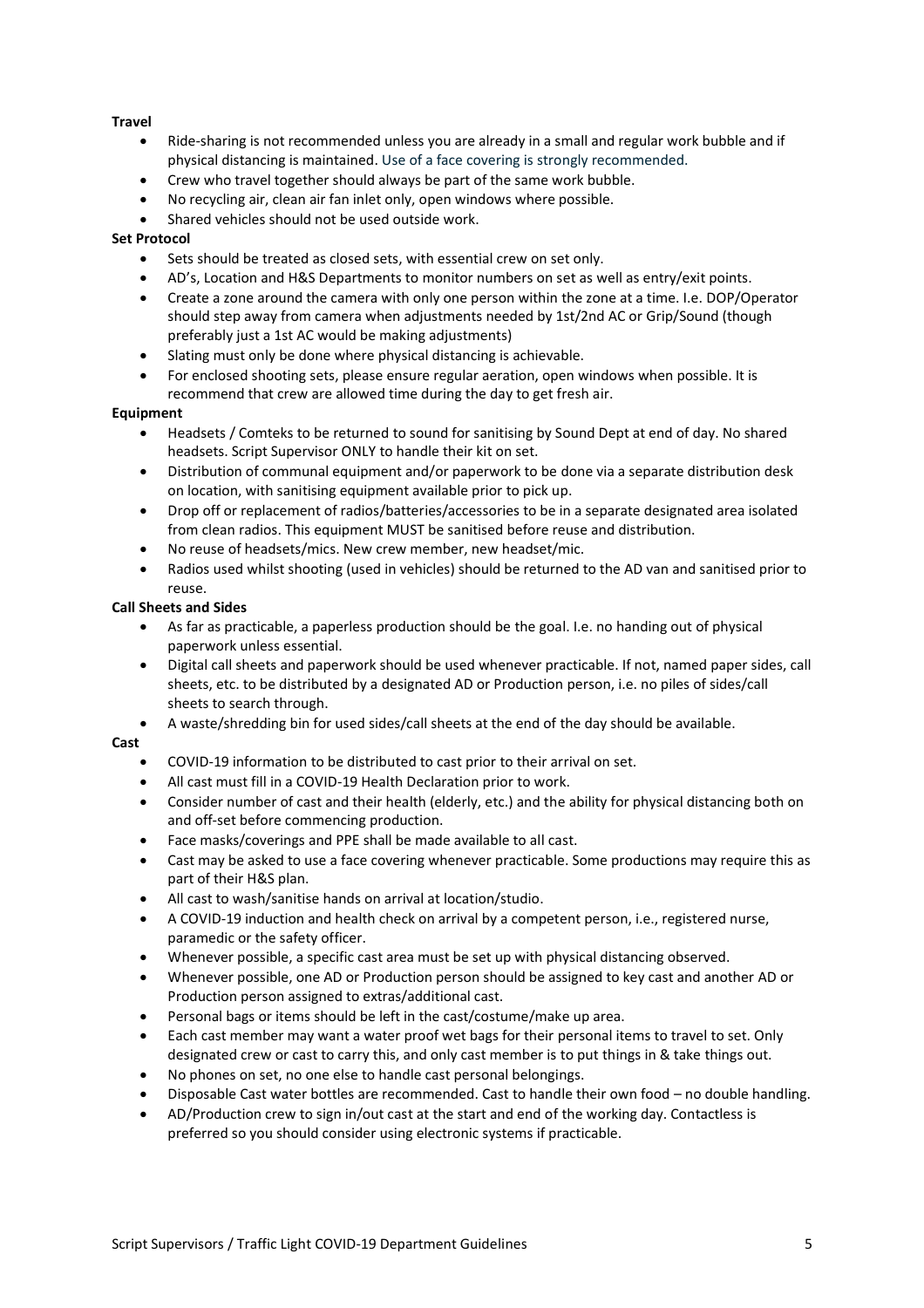**Travel**

- Ride-sharing is not recommended unless you are already in a small and regular work bubble and if physical distancing is maintained. Use of a face covering is strongly recommended.
- Crew who travel together should always be part of the same work bubble.
- No recycling air, clean air fan inlet only, open windows where possible.
- Shared vehicles should not be used outside work.

**Set Protocol**

- Sets should be treated as closed sets, with essential crew on set only.
- AD's, Location and H&S Departments to monitor numbers on set as well as entry/exit points.
- Create a zone around the camera with only one person within the zone at a time. I.e. DOP/Operator should step away from camera when adjustments needed by 1st/2nd AC or Grip/Sound (though preferably just a 1st AC would be making adjustments)
- Slating must only be done where physical distancing is achievable.
- For enclosed shooting sets, please ensure regular aeration, open windows when possible. It is recommend that crew are allowed time during the day to get fresh air.

**Equipment**

- Headsets / Comteks to be returned to sound for sanitising by Sound Dept at end of day. No shared headsets. Script Supervisor ONLY to handle their kit on set.
- Distribution of communal equipment and/or paperwork to be done via a separate distribution desk on location, with sanitising equipment available prior to pick up.
- Drop off or replacement of radios/batteries/accessories to be in a separate designated area isolated from clean radios. This equipment MUST be sanitised before reuse and distribution.
- No reuse of headsets/mics. New crew member, new headset/mic.
- Radios used whilst shooting (used in vehicles) should be returned to the AD van and sanitised prior to reuse.

**Call Sheets and Sides**

- As far as practicable, a paperless production should be the goal. I.e. no handing out of physical paperwork unless essential.
- Digital call sheets and paperwork should be used whenever practicable. If not, named paper sides, call sheets, etc. to be distributed by a designated AD or Production person, i.e. no piles of sides/call sheets to search through.
- A waste/shredding bin for used sides/call sheets at the end of the day should be available.

**Cast**

- COVID-19 information to be distributed to cast prior to their arrival on set.
- All cast must fill in a COVID-19 Health Declaration prior to work.
- Consider number of cast and their health (elderly, etc.) and the ability for physical distancing both on and off-set before commencing production.
- Face masks/coverings and PPE shall be made available to all cast.
- Cast may be asked to use a face covering whenever practicable. Some productions may require this as part of their H&S plan.
- All cast to wash/sanitise hands on arrival at location/studio.
- A COVID-19 induction and health check on arrival by a competent person, i.e., registered nurse, paramedic or the safety officer.
- Whenever possible, a specific cast area must be set up with physical distancing observed.
- Whenever possible, one AD or Production person should be assigned to key cast and another AD or Production person assigned to extras/additional cast.
- Personal bags or items should be left in the cast/costume/make up area.
- Each cast member may want a water proof wet bags for their personal items to travel to set. Only designated crew or cast to carry this, and only cast member is to put things in & take things out.
- No phones on set, no one else to handle cast personal belongings.
- Disposable Cast water bottles are recommended. Cast to handle their own food – no double handling.
- AD/Production crew to sign in/out cast at the start and end of the working day. Contactless is preferred so you should consider using electronic systems if practicable.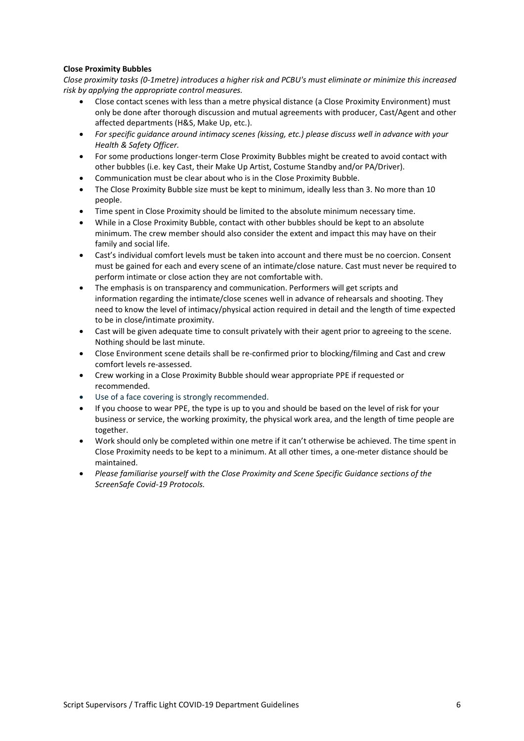**Close Proximity Bubbles**

*Close proximity tasks (0-1metre) introduces a higher risk and PCBU's must eliminate or minimize this increased risk by applying the appropriate control measures.*

- Close contact scenes with less than a metre physical distance (a Close Proximity Environment) must only be done after thorough discussion and mutual agreements with producer, Cast/Agent and other affected departments (H&S, Make Up, etc.).
- *For specific guidance around intimacy scenes (kissing, etc.) please discuss well in advance with your Health & Safety Officer.*
- For some productions longer-term Close Proximity Bubbles might be created to avoid contact with other bubbles (i.e. key Cast, their Make Up Artist, Costume Standby and/or PA/Driver).
- Communication must be clear about who is in the Close Proximity Bubble.
- The Close Proximity Bubble size must be kept to minimum, ideally less than 3. No more than 10 people.
- Time spent in Close Proximity should be limited to the absolute minimum necessary time.
- While in a Close Proximity Bubble, contact with other bubbles should be kept to an absolute minimum. The crew member should also consider the extent and impact this may have on their family and social life.
- Cast's individual comfort levels must be taken into account and there must be no coercion. Consent must be gained for each and every scene of an intimate/close nature. Cast must never be required to perform intimate or close action they are not comfortable with.
- The emphasis is on transparency and communication. Performers will get scripts and information regarding the intimate/close scenes well in advance of rehearsals and shooting. They need to know the level of intimacy/physical action required in detail and the length of time expected to be in close/intimate proximity.
- Cast will be given adequate time to consult privately with their agent prior to agreeing to the scene. Nothing should be last minute.
- Close Environment scene details shall be re-confirmed prior to blocking/filming and Cast and crew comfort levels re-assessed.
- Crew working in a Close Proximity Bubble should wear appropriate PPE if requested or recommended.
- Use of a face covering is strongly recommended.
- If you choose to wear PPE, the type is up to you and should be based on the level of risk for your business or service, the working proximity, the physical work area, and the length of time people are together.
- Work should only be completed within one metre if it can't otherwise be achieved. The time spent in Close Proximity needs to be kept to a minimum. At all other times, a one-meter distance should be maintained.
- *Please familiarise yourself with the Close Proximity and Scene Specific Guidance sections of the ScreenSafe Covid-19 Protocols.*